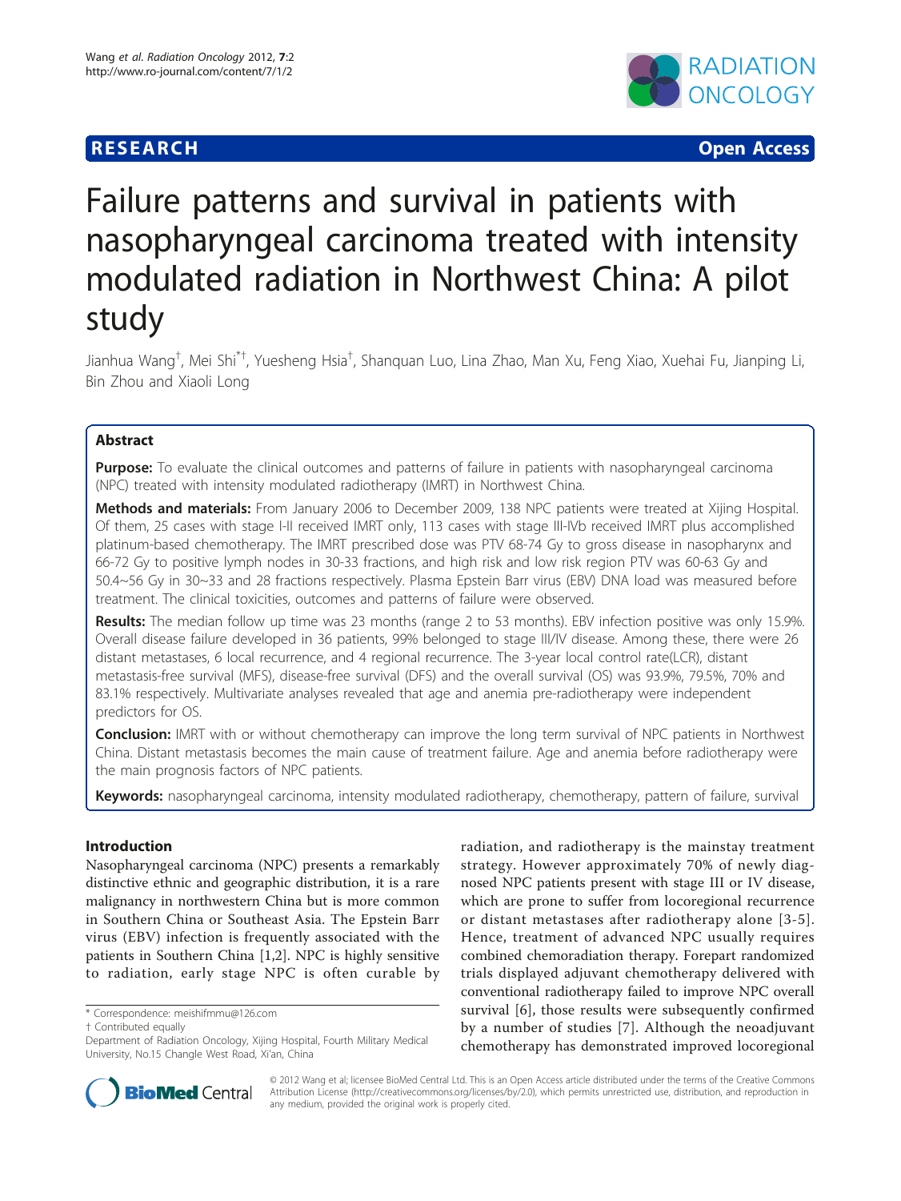**RESEARCH** **Open Access**

# Failure patterns and survival in patients with nasopharyngeal carcinoma treated with intensity modulated radiation in Northwest China: A pilot study

Jianhua Wang[†], Mei Shi[*†], Yuesheng Hsia[†], Shanquan Luo, Lina Zhao, Man Xu, Feng Xiao, Xuehai Fu, Jianping Li, Bin Zhou and Xiaoli Long

## Abstract

**Purpose:** To evaluate the clinical outcomes and patterns of failure in patients with nasopharyngeal carcinoma (NPC) treated with intensity modulated radiotherapy (IMRT) in Northwest China.

**Methods and materials:** From January 2006 to December 2009, 138 NPC patients were treated at Xijing Hospital. Of them, 25 cases with stage I-II received IMRT only, 113 cases with stage III-IVb received IMRT plus accomplished platinum-based chemotherapy. The IMRT prescribed dose was PTV 68-74 Gy to gross disease in nasopharynx and 66-72 Gy to positive lymph nodes in 30-33 fractions, and high risk and low risk region PTV was 60-63 Gy and 50.4~56 Gy in 30~33 and 28 fractions respectively. Plasma Epstein Barr virus (EBV) DNA load was measured before treatment. The clinical toxicities, outcomes and patterns of failure were observed.

**Results:** The median follow up time was 23 months (range 2 to 53 months). EBV infection positive was only 15.9%. Overall disease failure developed in 36 patients, 99% belonged to stage III/IV disease. Among these, there were 26 distant metastases, 6 local recurrence, and 4 regional recurrence. The 3-year local control rate(LCR), distant metastasis-free survival (MFS), disease-free survival (DFS) and the overall survival (OS) was 93.9%, 79.5%, 70% and 83.1% respectively. Multivariate analyses revealed that age and anemia pre-radiotherapy were independent predictors for OS.

**Conclusion:** IMRT with or without chemotherapy can improve the long term survival of NPC patients in Northwest China. Distant metastasis becomes the main cause of treatment failure. Age and anemia before radiotherapy were the main prognosis factors of NPC patients.

**Keywords:** nasopharyngeal carcinoma, intensity modulated radiotherapy, chemotherapy, pattern of failure, survival

## Introduction

Nasopharyngeal carcinoma (NPC) presents a remarkably distinctive ethnic and geographic distribution, it is a rare malignancy in northwestern China but is more common in Southern China or Southeast Asia. The Epstein Barr virus (EBV) infection is frequently associated with the patients in Southern China [1,2]. NPC is highly sensitive to radiation, early stage NPC is often curable by radiation, and radiotherapy is the mainstay treatment strategy. However approximately 70% of newly diagnosed NPC patients present with stage III or IV disease, which are prone to suffer from locoregional recurrence or distant metastases after radiotherapy alone [3-5]. Hence, treatment of advanced NPC usually requires combined chemoradiation therapy. Forepart randomized trials displayed adjuvant chemotherapy delivered with conventional radiotherapy failed to improve NPC overall survival [6], those results were subsequently confirmed by a number of studies [7]. Although the neoadjuvant chemotherapy has demonstrated improved locoregional

\* Correspondence: meishifmmu@126.com

† Contributed equally

Department of Radiation Oncology, Xijing Hospital, Fourth Military Medical University, No.15 Changle West Road, Xi'an, China

© 2012 Wang et al; licensee BioMed Central Ltd. This is an Open Access article distributed under the terms of the Creative Commons Attribution License (http://creativecommons.org/licenses/by/2.0), which permits unrestricted use, distribution, and reproduction in any medium, provided the original work is properly cited.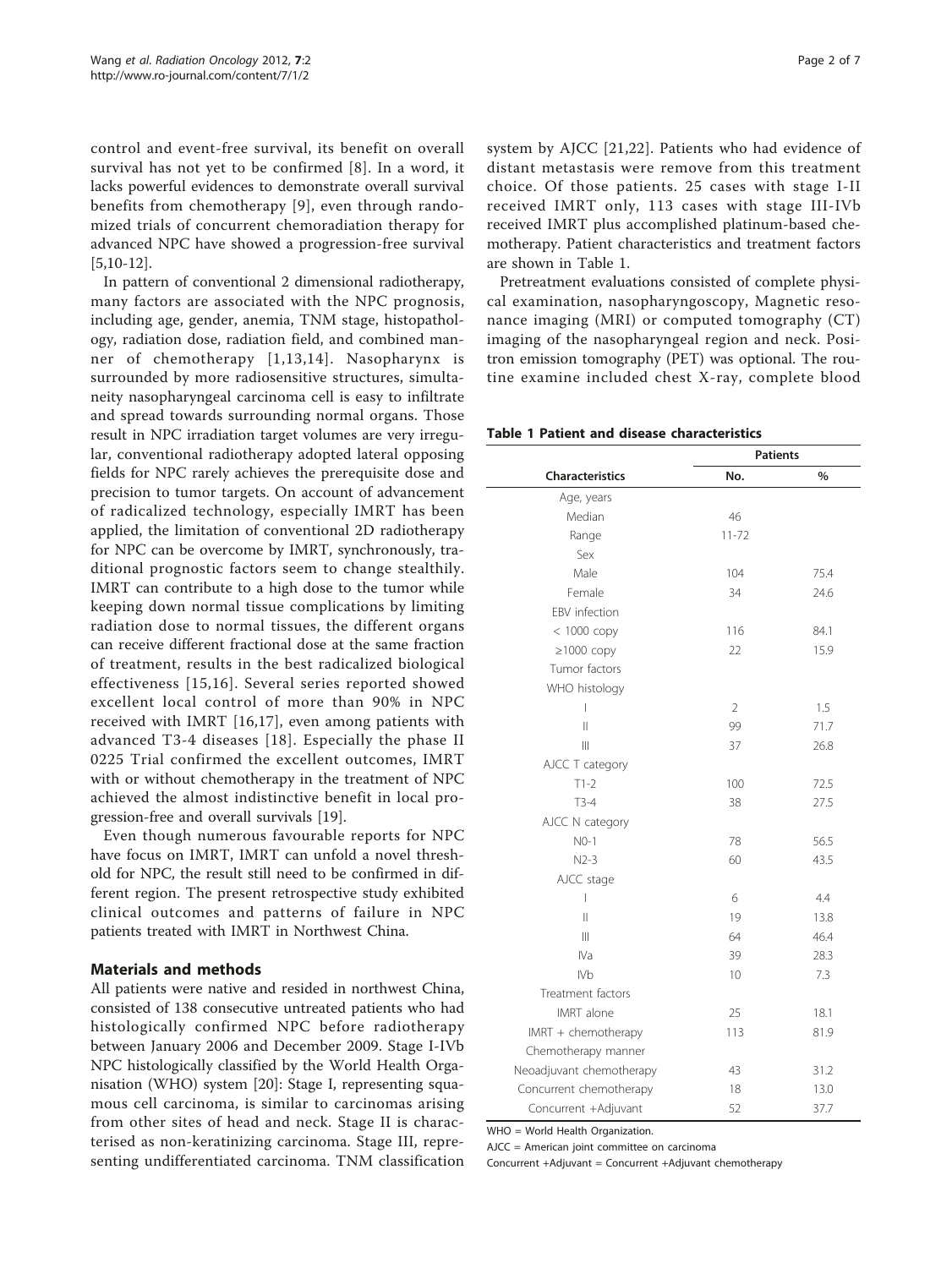control and event-free survival, its benefit on overall survival has not yet to be confirmed [8]. In a word, it lacks powerful evidences to demonstrate overall survival benefits from chemotherapy [9], even through randomized trials of concurrent chemoradiation therapy for advanced NPC have showed a progression-free survival [5,10-12].

In pattern of conventional 2 dimensional radiotherapy, many factors are associated with the NPC prognosis, including age, gender, anemia, TNM stage, histopathology, radiation dose, radiation field, and combined manner of chemotherapy [1,13,14]. Nasopharynx is surrounded by more radiosensitive structures, simultaneity nasopharyngeal carcinoma cell is easy to infiltrate and spread towards surrounding normal organs. Those result in NPC irradiation target volumes are very irregular, conventional radiotherapy adopted lateral opposing fields for NPC rarely achieves the prerequisite dose and precision to tumor targets. On account of advancement of radicalized technology, especially IMRT has been applied, the limitation of conventional 2D radiotherapy for NPC can be overcome by IMRT, synchronously, traditional prognostic factors seem to change stealthily. IMRT can contribute to a high dose to the tumor while keeping down normal tissue complications by limiting radiation dose to normal tissues, the different organs can receive different fractional dose at the same fraction of treatment, results in the best radicalized biological effectiveness [15,16]. Several series reported showed excellent local control of more than 90% in NPC received with IMRT [16,17], even among patients with advanced T3-4 diseases [18]. Especially the phase II 0225 Trial confirmed the excellent outcomes, IMRT with or without chemotherapy in the treatment of NPC achieved the almost indistinctive benefit in local progression-free and overall survivals [19].

Even though numerous favourable reports for NPC have focus on IMRT, IMRT can unfold a novel threshold for NPC, the result still need to be confirmed in different region. The present retrospective study exhibited clinical outcomes and patterns of failure in NPC patients treated with IMRT in Northwest China.

## Materials and methods

All patients were native and resided in northwest China, consisted of 138 consecutive untreated patients who had histologically confirmed NPC before radiotherapy between January 2006 and December 2009. Stage I-IVb NPC histologically classified by the World Health Organisation (WHO) system [20]: Stage I, representing squamous cell carcinoma, is similar to carcinomas arising from other sites of head and neck. Stage II is characterised as non-keratinizing carcinoma. Stage III, representing undifferentiated carcinoma. TNM classification system by AJCC [21,22]. Patients who had evidence of distant metastasis were remove from this treatment choice. Of those patients. 25 cases with stage I-II received IMRT only, 113 cases with stage III-IVb received IMRT plus accomplished platinum-based chemotherapy. Patient characteristics and treatment factors are shown in Table 1.

Pretreatment evaluations consisted of complete physical examination, nasopharyngoscopy, Magnetic resonance imaging (MRI) or computed tomography (CT) imaging of the nasopharyngeal region and neck. Positron emission tomography (PET) was optional. The routine examine included chest X-ray, complete blood

**Table 1 Patient and disease characteristics**

| | Patients | |
|---|---|---|
| **Characteristics** | **No.** | **%** |
| Age, years | | |
| Median | 46 | |
| Range | 11-72 | |
| Sex | | |
| Male | 104 | 75.4 |
| Female | 34 | 24.6 |
| EBV infection | | |
| < 1000 copy | 116 | 84.1 |
| ≥1000 copy | 22 | 15.9 |
| Tumor factors | | |
| WHO histology | | |
| I | 2 | 1.5 |
| II | 99 | 71.7 |
| III | 37 | 26.8 |
| AJCC T category | | |
| T1-2 | 100 | 72.5 |
| T3-4 | 38 | 27.5 |
| AJCC N category | | |
| N0-1 | 78 | 56.5 |
| N2-3 | 60 | 43.5 |
| AJCC stage | | |
| I | 6 | 4.4 |
| II | 19 | 13.8 |
| III | 64 | 46.4 |
| IVa | 39 | 28.3 |
| IVb | 10 | 7.3 |
| Treatment factors | | |
| IMRT alone | 25 | 18.1 |
| IMRT + chemotherapy | 113 | 81.9 |
| Chemotherapy manner | | |
| Neoadjuvant chemotherapy | 43 | 31.2 |
| Concurrent chemotherapy | 18 | 13.0 |
| Concurrent +Adjuvant | 52 | 37.7 |

WHO = World Health Organization.

AJCC = American joint committee on carcinoma

Concurrent +Adjuvant = Concurrent +Adjuvant chemotherapy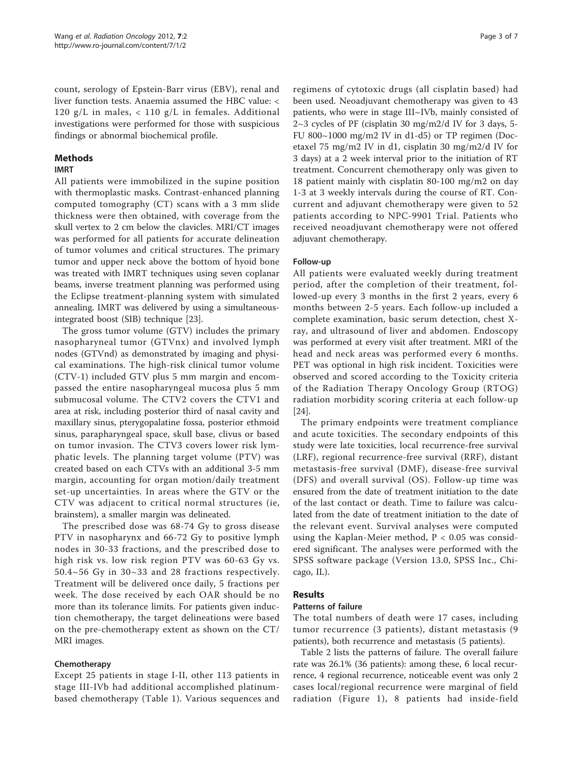count, serology of Epstein-Barr virus (EBV), renal and liver function tests. Anaemia assumed the HBC value: < 120 g/L in males, < 110 g/L in females. Additional investigations were performed for those with suspicious findings or abnormal biochemical profile.

## Methods

### IMRT

All patients were immobilized in the supine position with thermoplastic masks. Contrast-enhanced planning computed tomography (CT) scans with a 3 mm slide thickness were then obtained, with coverage from the skull vertex to 2 cm below the clavicles. MRI/CT images was performed for all patients for accurate delineation of tumor volumes and critical structures. The primary tumor and upper neck above the bottom of hyoid bone was treated with IMRT techniques using seven coplanar beams, inverse treatment planning was performed using the Eclipse treatment-planning system with simulated annealing. IMRT was delivered by using a simultaneous-integrated boost (SIB) technique [23].

The gross tumor volume (GTV) includes the primary nasopharyneal tumor (GTVnx) and involved lymph nodes (GTVnd) as demonstrated by imaging and physical examinations. The high-risk clinical tumor volume (CTV-1) included GTV plus 5 mm margin and encompassed the entire nasopharyngeal mucosa plus 5 mm submucosal volume. The CTV2 covers the CTV1 and area at risk, including posterior third of nasal cavity and maxillary sinus, pterygopalatine fossa, posterior ethmoid sinus, parapharyngeal space, skull base, clivus or based on tumor invasion. The CTV3 covers lower risk lymphatic levels. The planning target volume (PTV) was created based on each CTVs with an additional 3-5 mm margin, accounting for organ motion/daily treatment set-up uncertainties. In areas where the GTV or the CTV was adjacent to critical normal structures (ie, brainstem), a smaller margin was delineated.

The prescribed dose was 68-74 Gy to gross disease PTV in nasopharynx and 66-72 Gy to positive lymph nodes in 30-33 fractions, and the prescribed dose to high risk vs. low risk region PTV was 60-63 Gy vs. 50.4~56 Gy in 30~33 and 28 fractions respectively. Treatment will be delivered once daily, 5 fractions per week. The dose received by each OAR should be no more than its tolerance limits. For patients given induction chemotherapy, the target delineations were based on the pre-chemotherapy extent as shown on the CT/MRI images.

### Chemotherapy

Except 25 patients in stage I-II, other 113 patients in stage III-IVb had additional accomplished platinum-based chemotherapy (Table 1). Various sequences and regimens of cytotoxic drugs (all cisplatin based) had been used. Neoadjuvant chemotherapy was given to 43 patients, who were in stage III~IVb, mainly consisted of 2~3 cycles of PF (cisplatin 30 mg/m2/d IV for 3 days, 5-FU 800~1000 mg/m2 IV in d1-d5) or TP regimen (Docetaxel 75 mg/m2 IV in d1, cisplatin 30 mg/m2/d IV for 3 days) at a 2 week interval prior to the initiation of RT treatment. Concurrent chemotherapy only was given to 18 patient mainly with cisplatin 80-100 mg/m2 on day 1-3 at 3 weekly intervals during the course of RT. Concurrent and adjuvant chemotherapy were given to 52 patients according to NPC-9901 Trial. Patients who received neoadjuvant chemotherapy were not offered adjuvant chemotherapy.

### Follow-up

All patients were evaluated weekly during treatment period, after the completion of their treatment, followed-up every 3 months in the first 2 years, every 6 months between 2-5 years. Each follow-up included a complete examination, basic serum detection, chest X-ray, and ultrasound of liver and abdomen. Endoscopy was performed at every visit after treatment. MRI of the head and neck areas was performed every 6 months. PET was optional in high risk incident. Toxicities were observed and scored according to the Toxicity criteria of the Radiation Therapy Oncology Group (RTOG) radiation morbidity scoring criteria at each follow-up [24].

The primary endpoints were treatment compliance and acute toxicities. The secondary endpoints of this study were late toxicities, local recurrence-free survival (LRF), regional recurrence-free survival (RRF), distant metastasis-free survival (DMF), disease-free survival (DFS) and overall survival (OS). Follow-up time was ensured from the date of treatment initiation to the date of the last contact or death. Time to failure was calculated from the date of treatment initiation to the date of the relevant event. Survival analyses were computed using the Kaplan-Meier method, $P < 0.05$ was considered significant. The analyses were performed with the SPSS software package (Version 13.0, SPSS Inc., Chicago, IL).

## Results

### Patterns of failure

The total numbers of death were 17 cases, including tumor recurrence (3 patients), distant metastasis (9 patients), both recurrence and metastasis (5 patients).

Table 2 lists the patterns of failure. The overall failure rate was 26.1% (36 patients): among these, 6 local recurrence, 4 regional recurrence, noticeable event was only 2 cases local/regional recurrence were marginal of field radiation (Figure 1), 8 patients had inside-field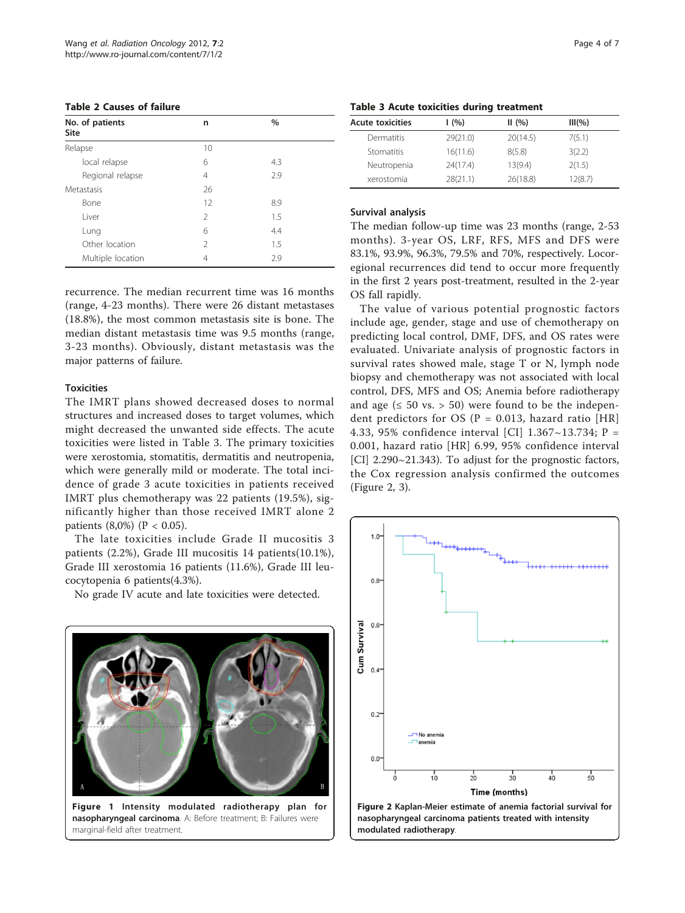**Table 2 Causes of failure**

| No. of patients Site | n | % |
|---|---|---|
| Relapse | 10 | |
| local relapse | 6 | 4.3 |
| Regional relapse | 4 | 2.9 |
| Metastasis | 26 | |
| Bone | 12 | 8.9 |
| Liver | 2 | 1.5 |
| Lung | 6 | 4.4 |
| Other location | 2 | 1.5 |
| Multiple location | 4 | 2.9 |

recurrence. The median recurrent time was 16 months (range, 4-23 months). There were 26 distant metastases (18.8%), the most common metastasis site is bone. The median distant metastasis time was 9.5 months (range, 3-23 months). Obviously, distant metastasis was the major patterns of failure.

### Toxicities

The IMRT plans showed decreased doses to normal structures and increased doses to target volumes, which might decreased the unwanted side effects. The acute toxicities were listed in Table 3. The primary toxicities were xerostomia, stomatitis, dermatitis and neutropenia, which were generally mild or moderate. The total incidence of grade 3 acute toxicities in patients received IMRT plus chemotherapy was 22 patients (19.5%), significantly higher than those received IMRT alone 2 patients (8,0%) ($P < 0.05$).

The late toxicities include Grade II mucositis 3 patients (2.2%), Grade III mucositis 14 patients(10.1%), Grade III xerostomia 16 patients (11.6%), Grade III leucocytopenia 6 patients(4.3%).

No grade IV acute and late toxicities were detected.

Figure 1 Intensity modulated radiotherapy plan for nasopharyngeal carcinoma. A: Before treatment; B: Failures were marginal-field after treatment.

**Table 3 Acute toxicities during treatment**

| Acute toxicities | I (%) | II (%) | III(%) |
|---|---|---|---|
| Dermatitis | 29(21.0) | 20(14.5) | 7(5.1) |
| Stomatitis | 16(11.6) | 8(5.8) | 3(2.2) |
| Neutropenia | 24(17.4) | 13(9.4) | 2(1.5) |
| xerostomia | 28(21.1) | 26(18.8) | 12(8.7) |

### Survival analysis

The median follow-up time was 23 months (range, 2-53 months). 3-year OS, LRF, RFS, MFS and DFS were 83.1%, 93.9%, 96.3%, 79.5% and 70%, respectively. Locoregional recurrences did tend to occur more frequently in the first 2 years post-treatment, resulted in the 2-year OS fall rapidly.

The value of various potential prognostic factors include age, gender, stage and use of chemotherapy on predicting local control, DMF, DFS, and OS rates were evaluated. Univariate analysis of prognostic factors in survival rates showed male, stage T or N, lymph node biopsy and chemotherapy was not associated with local control, DFS, MFS and OS; Anemia before radiotherapy and age (≤ 50 vs. > 50) were found to be the independent predictors for OS ($P = 0.013$, hazard ratio [HR] 4.33, 95% confidence interval [CI] 1.367~13.734; $P = 0.001$, hazard ratio [HR] 6.99, 95% confidence interval [CI] 2.290~21.343). To adjust for the prognostic factors, the Cox regression analysis confirmed the outcomes (Figure 2, 3).

Figure 2 Kaplan-Meier estimate of anemia factorial survival for nasopharyngeal carcinoma patients treated with intensity modulated radiotherapy.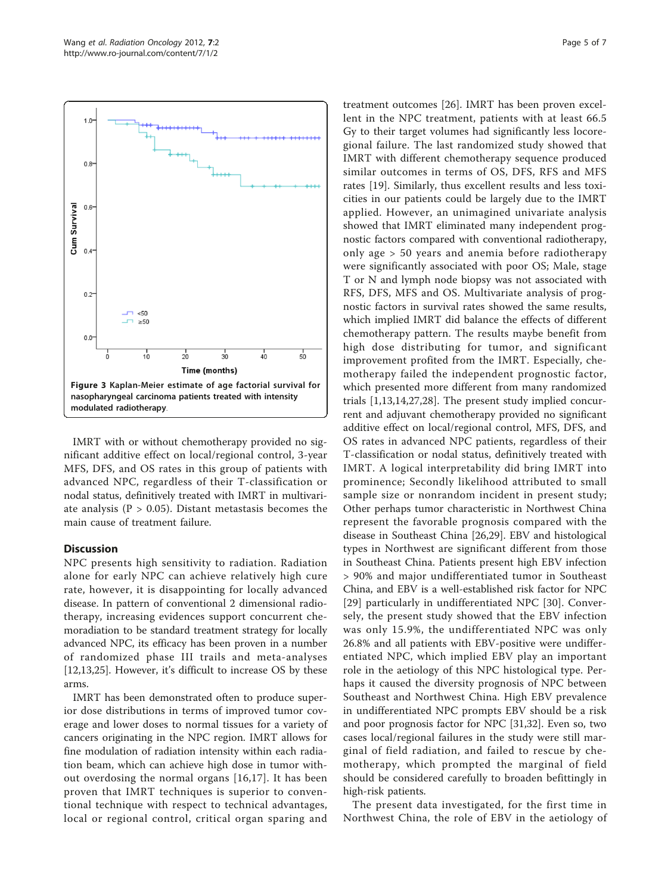Figure 3 Kaplan-Meier estimate of age factorial survival for nasopharyngeal carcinoma patients treated with intensity modulated radiotherapy.

IMRT with or without chemotherapy provided no significant additive effect on local/regional control, 3-year MFS, DFS, and OS rates in this group of patients with advanced NPC, regardless of their T-classification or nodal status, definitively treated with IMRT in multivariate analysis (P > 0.05). Distant metastasis becomes the main cause of treatment failure.

## Discussion

NPC presents high sensitivity to radiation. Radiation alone for early NPC can achieve relatively high cure rate, however, it is disappointing for locally advanced disease. In pattern of conventional 2 dimensional radiotherapy, increasing evidences support concurrent chemoradiation to be standard treatment strategy for locally advanced NPC, its efficacy has been proven in a number of randomized phase III trails and meta-analyses [12,13,25]. However, it's difficult to increase OS by these arms.

IMRT has been demonstrated often to produce superior dose distributions in terms of improved tumor coverage and lower doses to normal tissues for a variety of cancers originating in the NPC region. IMRT allows for fine modulation of radiation intensity within each radiation beam, which can achieve high dose in tumor without overdosing the normal organs [16,17]. It has been proven that IMRT techniques is superior to conventional technique with respect to technical advantages, local or regional control, critical organ sparing and treatment outcomes [26]. IMRT has been proven excellent in the NPC treatment, patients with at least 66.5 Gy to their target volumes had significantly less locoregional failure. The last randomized study showed that IMRT with different chemotherapy sequence produced similar outcomes in terms of OS, DFS, RFS and MFS rates [19]. Similarly, thus excellent results and less toxicities in our patients could be largely due to the IMRT applied. However, an unimagined univariate analysis showed that IMRT eliminated many independent prognostic factors compared with conventional radiotherapy, only age > 50 years and anemia before radiotherapy were significantly associated with poor OS; Male, stage T or N and lymph node biopsy was not associated with RFS, DFS, MFS and OS. Multivariate analysis of prognostic factors in survival rates showed the same results, which implied IMRT did balance the effects of different chemotherapy pattern. The results maybe benefit from high dose distributing for tumor, and significant improvement profited from the IMRT. Especially, chemotherapy failed the independent prognostic factor, which presented more different from many randomized trials [1,13,14,27,28]. The present study implied concurrent and adjuvant chemotherapy provided no significant additive effect on local/regional control, MFS, DFS, and OS rates in advanced NPC patients, regardless of their T-classification or nodal status, definitively treated with IMRT. A logical interpretability did bring IMRT into prominence; Secondly likelihood attributed to small sample size or nonrandom incident in present study; Other perhaps tumor characteristic in Northwest China represent the favorable prognosis compared with the disease in Southeast China [26,29]. EBV and histological types in Northwest are significant different from those in Southeast China. Patients present high EBV infection > 90% and major undifferentiated tumor in Southeast China, and EBV is a well-established risk factor for NPC [29] particularly in undifferentiated NPC [30]. Conversely, the present study showed that the EBV infection was only 15.9%, the undifferentiated NPC was only 26.8% and all patients with EBV-positive were undifferentiated NPC, which implied EBV play an important role in the aetiology of this NPC histological type. Perhaps it caused the diversity prognosis of NPC between Southeast and Northwest China. High EBV prevalence in undifferentiated NPC prompts EBV should be a risk and poor prognosis factor for NPC [31,32]. Even so, two cases local/regional failures in the study were still marginal of field radiation, and failed to rescue by chemotherapy, which prompted the marginal of field should be considered carefully to broaden befittingly in high-risk patients.

The present data investigated, for the first time in Northwest China, the role of EBV in the aetiology of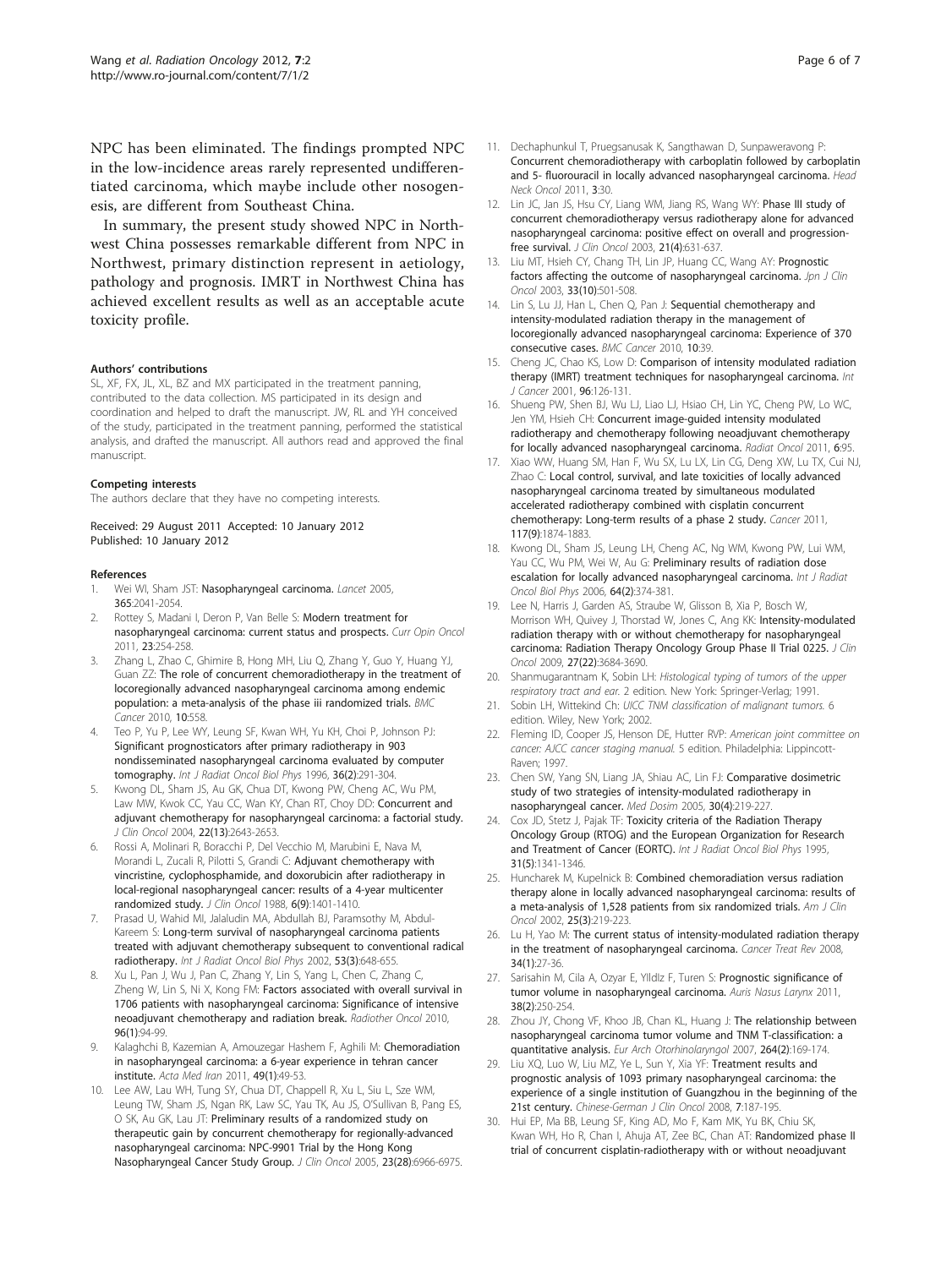NPC has been eliminated. The findings prompted NPC in the low-incidence areas rarely represented undifferentiated carcinoma, which maybe include other nosogenesis, are different from Southeast China.

In summary, the present study showed NPC in Northwest China possesses remarkable different from NPC in Northwest, primary distinction represent in aetiology, pathology and prognosis. IMRT in Northwest China has achieved excellent results as well as an acceptable acute toxicity profile.

#### Authors' contributions

SL, XF, FX, JL, XL, BZ and MX participated in the treatment panning, contributed to the data collection. MS participated in its design and coordination and helped to draft the manuscript. JW, RL and YH conceived of the study, participated in the treatment panning, performed the statistical analysis, and drafted the manuscript. All authors read and approved the final manuscript.

#### Competing interests

The authors declare that they have no competing interests.

Received: 29 August 2011 Accepted: 10 January 2012
Published: 10 January 2012

#### References

1. Wei WI, Sham JST: **Nasopharyngeal carcinoma.** *Lancet* 2005, 365:2041-2054.
2. Rottey S, Madani I, Deron P, Van Belle S: **Modern treatment for nasopharyngeal carcinoma: current status and prospects.** *Curr Opin Oncol* 2011, 23:254-258.
3. Zhang L, Zhao C, Ghimire B, Hong MH, Liu Q, Zhang Y, Guo Y, Huang YJ, Guan ZZ: **The role of concurrent chemoradiotherapy in the treatment of locoregionally advanced nasopharyngeal carcinoma among endemic population: a meta-analysis of the phase iii randomized trials.** *BMC Cancer* 2010, 10:558.
4. Teo P, Yu P, Leung WY, Leung SF, Kwan WH, Yu KH, Choi P, Johnson PJ: **Significant prognosticators after primary radiotherapy in 903 nondisseminated nasopharyngeal carcinoma evaluated by computer tomography.** *Int J Radiat Oncol Biol Phys* 1996, 36(2):291-304.
5. Kwong DL, Sham JS, Au GK, Chua DT, Kwong PW, Cheng AC, Wu PM, Law MW, Kwok CC, Yau CC, Wan KY, Chan RT, Choy DD: **Concurrent and adjuvant chemotherapy for nasopharyngeal carcinoma: a factorial study.** *J Clin Oncol* 2004, 22(13):2643-2653.
6. Rossi A, Molinari R, Boracchi P, Del Vecchio M, Marubini E, Nava M, Morandi L, Zucali R, Pilotti S, Grandi C: **Adjuvant chemotherapy with vincristine, cyclophosphamide, and doxorubicin after radiotherapy in local-regional nasopharyngeal cancer: results of a 4-year multicenter randomized study.** *J Clin Oncol* 1988, 6(9):1401-1410.
7. Prasad U, Wahid MI, Jalaludin MA, Abdullah BJ, Paramsothy M, Abdul-Kareem S: **Long-term survival of nasopharyngeal carcinoma patients treated with adjuvant chemotherapy subsequent to conventional radical radiotherapy.** *Int J Radiat Oncol Biol Phys* 2002, 53(3):648-655.
8. Xu L, Pan J, Wu J, Pan C, Zhang Y, Lin S, Yang L, Chen C, Zhang C, Zheng W, Lin S, Ni X, Kong FM: **Factors associated with overall survival in 1706 patients with nasopharyngeal carcinoma: Significance of intensive neoadjuvant chemotherapy and radiation break.** *Radiother Oncol* 2010, 96(1):94-99.
9. Kalaghchi B, Kazemian A, Amouzegar Hashem F, Aghili M: **Chemoradiation in nasopharyngeal carcinoma: a 6-year experience in tehran cancer institute.** *Acta Med Iran* 2011, 49(1):49-53.
10. Lee AW, Lau WH, Tung SY, Chua DT, Chappell R, Xu L, Siu L, Sze WM, Leung TW, Sham JS, Ngan RK, Law SC, Yau TK, Au JS, O'Sullivan B, Pang ES, O SK, Au GK, Lau JT: **Preliminary results of a randomized study on therapeutic gain by concurrent chemotherapy for regionally-advanced nasopharyngeal carcinoma: NPC-9901 Trial by the Hong Kong Nasopharyngeal Cancer Study Group.** *J Clin Oncol* 2005, 23(28):6966-6975.
11. Dechaphunkul T, Pruegsanusak K, Sangthawan D, Sunpaweravong P: **Concurrent chemoradiotherapy with carboplatin followed by carboplatin and 5- fluorouracil in locally advanced nasopharyngeal carcinoma.** *Head Neck Oncol* 2011, 3:30.
12. Lin JC, Jan JS, Hsu CY, Liang WM, Jiang RS, Wang WY: **Phase III study of concurrent chemoradiotherapy versus radiotherapy alone for advanced nasopharyngeal carcinoma: positive effect on overall and progression-free survival.** *J Clin Oncol* 2003, 21(4):631-637.
13. Liu MT, Hsieh CY, Chang TH, Lin JP, Huang CC, Wang AY: **Prognostic factors affecting the outcome of nasopharyngeal carcinoma.** *Jpn J Clin Oncol* 2003, 33(10):501-508.
14. Lin S, Lu JJ, Han L, Chen Q, Pan J: **Sequential chemotherapy and intensity-modulated radiation therapy in the management of locoregionally advanced nasopharyngeal carcinoma: Experience of 370 consecutive cases.** *BMC Cancer* 2010, 10:39.
15. Cheng JC, Chao KS, Low D: **Comparison of intensity modulated radiation therapy (IMRT) treatment techniques for nasopharyngeal carcinoma.** *Int J Cancer* 2001, 96:126-131.
16. Shueng PW, Shen BJ, Wu LJ, Liao LJ, Hsiao CH, Lin YC, Cheng PW, Lo WC, Jen YM, Hsieh CH: **Concurrent image-guided intensity modulated radiotherapy and chemotherapy following neoadjuvant chemotherapy for locally advanced nasopharyngeal carcinoma.** *Radiat Oncol* 2011, 6:95.
17. Xiao WW, Huang SM, Han F, Wu SX, Lu LX, Lin CG, Deng XW, Lu TX, Cui NJ, Zhao C: **Local control, survival, and late toxicities of locally advanced nasopharyngeal carcinoma treated by simultaneous modulated accelerated radiotherapy combined with cisplatin concurrent chemotherapy: Long-term results of a phase 2 study.** *Cancer* 2011, 117(9):1874-1883.
18. Kwong DL, Sham JS, Leung LH, Cheng AC, Ng WM, Kwong PW, Lui WM, Yau CC, Wu PM, Wei W, Au G: **Preliminary results of radiation dose escalation for locally advanced nasopharyngeal carcinoma.** *Int J Radiat Oncol Biol Phys* 2006, 64(2):374-381.
19. Lee N, Harris J, Garden AS, Straube W, Glisson B, Xia P, Bosch W, Morrison WH, Quivey J, Thorstad W, Jones C, Ang KK: **Intensity-modulated radiation therapy with or without chemotherapy for nasopharyngeal carcinoma: Radiation Therapy Oncology Group Phase II Trial 0225.** *J Clin Oncol* 2009, 27(22):3684-3690.
20. Shanmugaratnam K, Sobin LH: *Histological typing of tumors of the upper respiratory tract and ear.* 2 edition. New York: Springer-Verlag; 1991.
21. Sobin LH, Wittekind Ch: *UICC TNM classification of malignant tumors.* 6 edition. Wiley, New York; 2002.
22. Fleming ID, Cooper JS, Henson DE, Hutter RVP: *American joint committee on cancer: AJCC cancer staging manual.* 5 edition. Philadelphia: Lippincott-Raven; 1997.
23. Chen SW, Yang SN, Liang JA, Shiau AC, Lin FJ: **Comparative dosimetric study of two strategies of intensity-modulated radiotherapy in nasopharyngeal cancer.** *Med Dosim* 2005, 30(4):219-227.
24. Cox JD, Stetz J, Pajak TF: **Toxicity criteria of the Radiation Therapy Oncology Group (RTOG) and the European Organization for Research and Treatment of Cancer (EORTC).** *Int J Radiat Oncol Biol Phys* 1995, 31(5):1341-1346.
25. Huncharek M, Kupelnick B: **Combined chemoradiation versus radiation therapy alone in locally advanced nasopharyngeal carcinoma: results of a meta-analysis of 1,528 patients from six randomized trials.** *Am J Clin Oncol* 2002, 25(3):219-223.
26. Lu H, Yao M: **The current status of intensity-modulated radiation therapy in the treatment of nasopharyngeal carcinoma.** *Cancer Treat Rev* 2008, 34(1):27-36.
27. Sarisahin M, Cila A, Ozyar E, Ylldlz F, Turen S: **Prognostic significance of tumor volume in nasopharyngeal carcinoma.** *Auris Nasus Larynx* 2011, 38(2):250-254.
28. Zhou JY, Chong VF, Khoo JB, Chan KL, Huang J: **The relationship between nasopharyngeal carcinoma tumor volume and TNM T-classification: a quantitative analysis.** *Eur Arch Otorhinolaryngol* 2007, 264(2):169-174.
29. Liu XQ, Luo W, Liu MZ, Ye L, Sun Y, Xia YF: **Treatment results and prognostic analysis of 1093 primary nasopharyngeal carcinoma: the experience of a single institution of Guangzhou in the beginning of the 21st century.** *Chinese-German J Clin Oncol* 2008, 7:187-195.
30. Hui EP, Ma BB, Leung SF, King AD, Mo F, Kam MK, Yu BK, Chiu SK, Kwan WH, Ho R, Chan I, Ahuja AT, Zee BC, Chan AT: **Randomized phase II trial of concurrent cisplatin-radiotherapy with or without neoadjuvant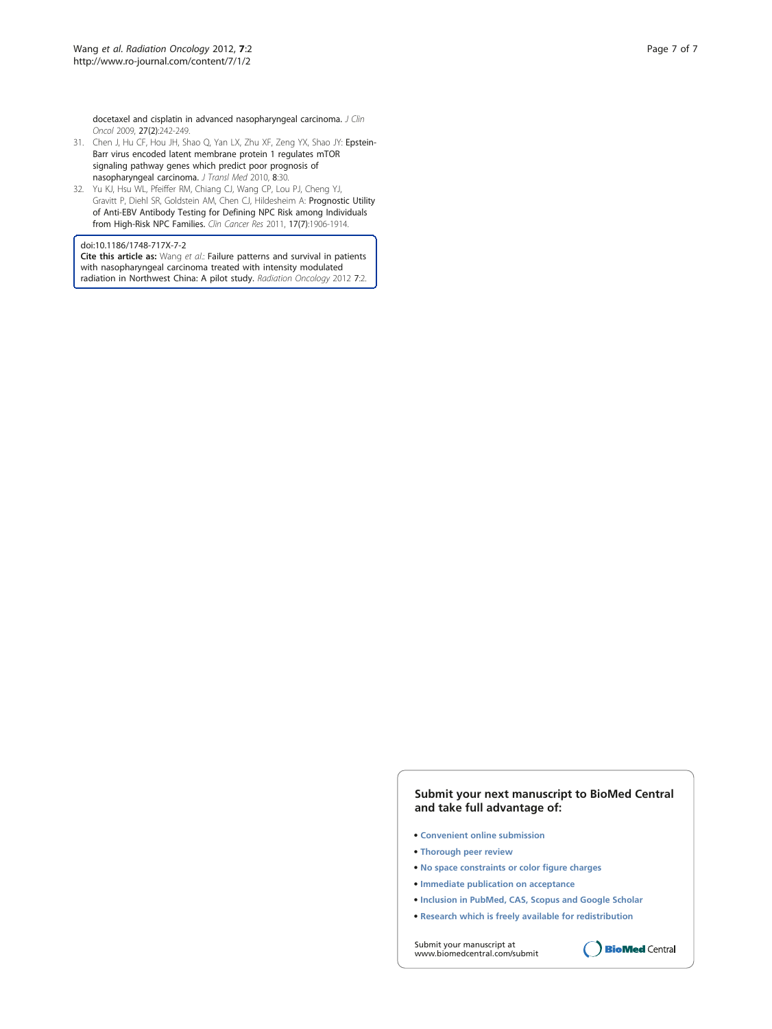docetaxel and cisplatin in advanced nasopharyngeal carcinoma. *J Clin Oncol* 2009, **27(2)**:242-249.

31. Chen J, Hu CF, Hou JH, Shao Q, Yan LX, Zhu XF, Zeng YX, Shao JY: **Epstein-Barr virus encoded latent membrane protein 1 regulates mTOR signaling pathway genes which predict poor prognosis of nasopharyngeal carcinoma.** *J Transl Med* 2010, **8**:30.
32. Yu KJ, Hsu WL, Pfeiffer RM, Chiang CJ, Wang CP, Lou PJ, Cheng YJ, Gravitt P, Diehl SR, Goldstein AM, Chen CJ, Hildesheim A: **Prognostic Utility of Anti-EBV Antibody Testing for Defining NPC Risk among Individuals from High-Risk NPC Families.** *Clin Cancer Res* 2011, **17(7)**:1906-1914.

doi:10.1186/1748-717X-7-2
**Cite this article as:** Wang *et al.*: Failure patterns and survival in patients with nasopharyngeal carcinoma treated with intensity modulated radiation in Northwest China: A pilot study. *Radiation Oncology* 2012 **7**:2.

**Submit your next manuscript to BioMed Central and take full advantage of:**

- **Convenient online submission**
- **Thorough peer review**
- **No space constraints or color figure charges**
- **Immediate publication on acceptance**
- **Inclusion in PubMed, CAS, Scopus and Google Scholar**
- **Research which is freely available for redistribution**

Submit your manuscript at
www.biomedcentral.com/submit

BioMed Central